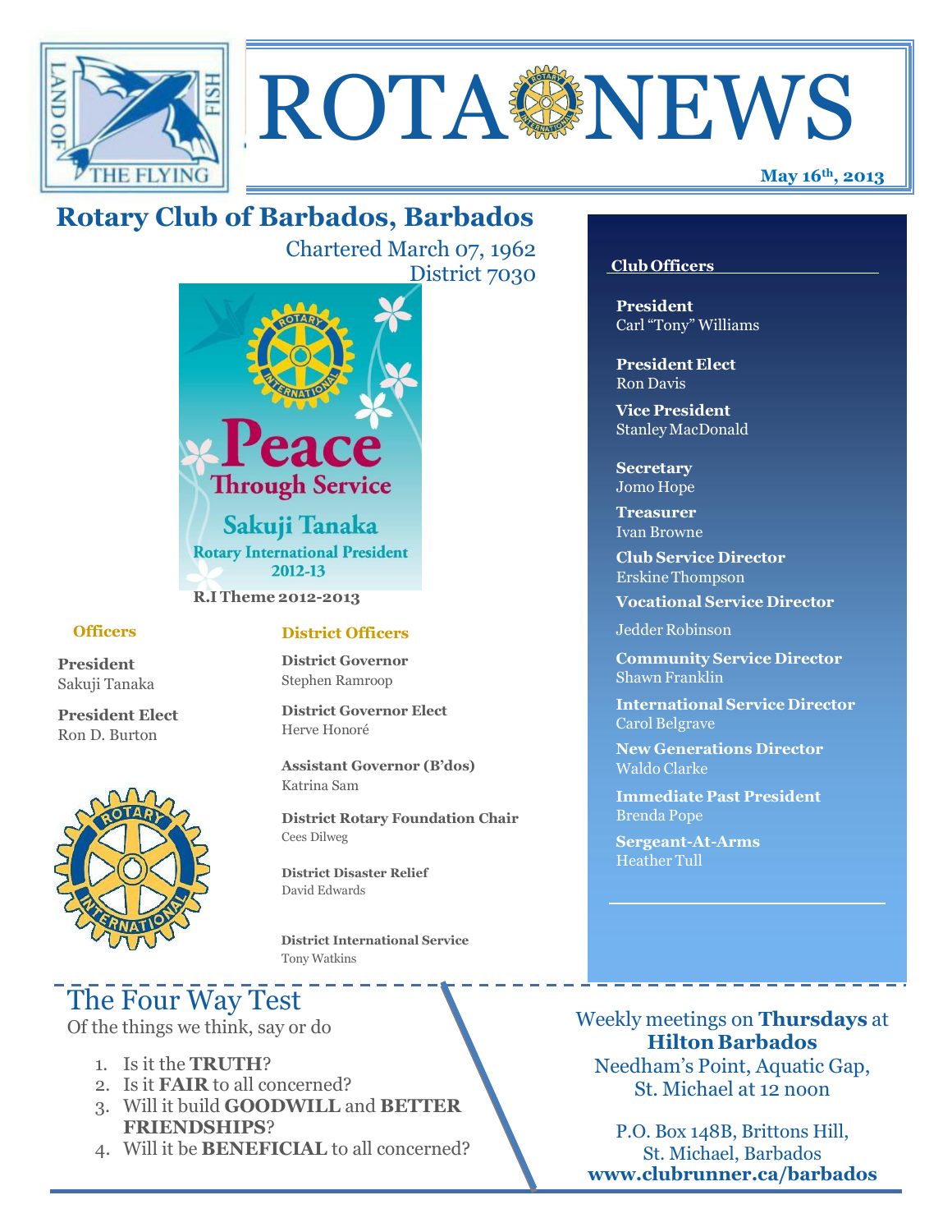# ROTA NEWS

**May 16th, 2013**

## Rotary Club of Barbados, Barbados

Chartered March 07, 1962
District 7030

Peace Through Service
Sakuji Tanaka
Rotary International President 2012-13

**R.I Theme 2012-2013**

### Officers

**President**
Sakuji Tanaka

**President Elect**
Ron D. Burton

### District Officers

**District Governor**
Stephen Ramroop

**District Governor Elect**
Herve Honoré

**Assistant Governor (B'dos)**
Katrina Sam

**District Rotary Foundation Chair**
Cees Dilweg

**District Disaster Relief**
David Edwards

**District International Service**
Tony Watkins

### Club Officers

**President**
Carl "Tony" Williams

**President Elect**
Ron Davis

**Vice President**
Stanley MacDonald

**Secretary**
Jomo Hope

**Treasurer**
Ivan Browne

**Club Service Director**
Erskine Thompson

**Vocational Service Director**
Jedder Robinson

**Community Service Director**
Shawn Franklin

**International Service Director**
Carol Belgrave

**New Generations Director**
Waldo Clarke

**Immediate Past President**
Brenda Pope

**Sergeant-At-Arms**
Heather Tull

## The Four Way Test

Of the things we think, say or do

1. Is it the **TRUTH**?
2. Is it **FAIR** to all concerned?
3. Will it build **GOODWILL** and **BETTER FRIENDSHIPS**?
4. Will it be **BENEFICIAL** to all concerned?

Weekly meetings on **Thursdays** at **Hilton Barbados**
Needham's Point, Aquatic Gap, St. Michael at 12 noon

P.O. Box 148B, Brittons Hill, St. Michael, Barbados
**www.clubrunner.ca/barbados**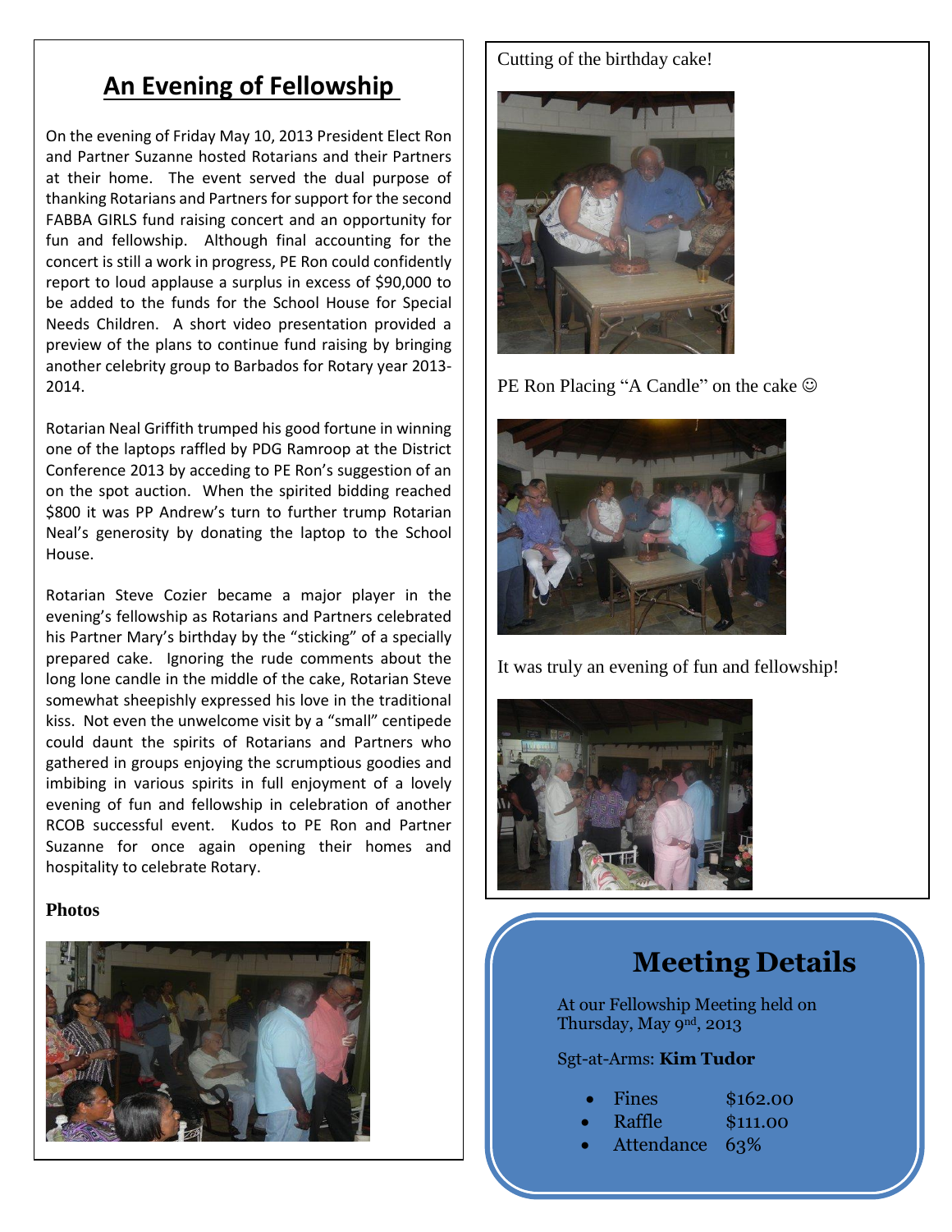## An Evening of Fellowship

On the evening of Friday May 10, 2013 President Elect Ron and Partner Suzanne hosted Rotarians and their Partners at their home. The event served the dual purpose of thanking Rotarians and Partners for support for the second FABBA GIRLS fund raising concert and an opportunity for fun and fellowship. Although final accounting for the concert is still a work in progress, PE Ron could confidently report to loud applause a surplus in excess of $90,000 to be added to the funds for the School House for Special Needs Children. A short video presentation provided a preview of the plans to continue fund raising by bringing another celebrity group to Barbados for Rotary year 2013-2014.

Rotarian Neal Griffith trumped his good fortune in winning one of the laptops raffled by PDG Ramroop at the District Conference 2013 by acceding to PE Ron's suggestion of an on the spot auction. When the spirited bidding reached $800 it was PP Andrew's turn to further trump Rotarian Neal's generosity by donating the laptop to the School House.

Rotarian Steve Cozier became a major player in the evening's fellowship as Rotarians and Partners celebrated his Partner Mary's birthday by the "sticking" of a specially prepared cake. Ignoring the rude comments about the long lone candle in the middle of the cake, Rotarian Steve somewhat sheepishly expressed his love in the traditional kiss. Not even the unwelcome visit by a "small" centipede could daunt the spirits of Rotarians and Partners who gathered in groups enjoying the scrumptious goodies and imbibing in various spirits in full enjoyment of a lovely evening of fun and fellowship in celebration of another RCOB successful event. Kudos to PE Ron and Partner Suzanne for once again opening their homes and hospitality to celebrate Rotary.

**Photos**

Cutting of the birthday cake!

PE Ron Placing "A Candle" on the cake ☺

It was truly an evening of fun and fellowship!

## Meeting Details

At our Fellowship Meeting held on Thursday, May 9nd, 2013

Sgt-at-Arms: **Kim Tudor**

- Fines $162.00
- Raffle $111.00
- Attendance 63%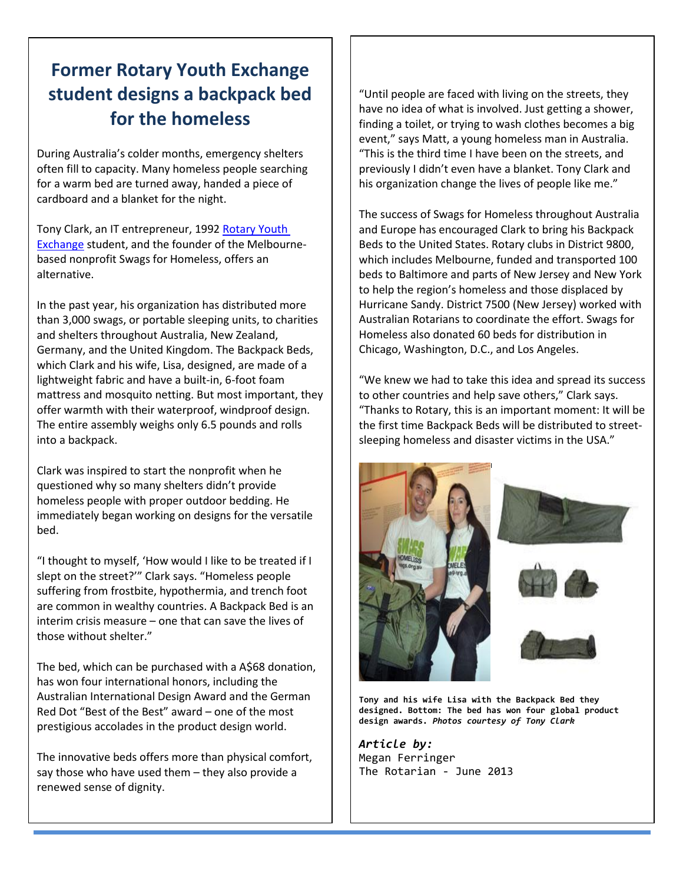# Former Rotary Youth Exchange student designs a backpack bed for the homeless

During Australia's colder months, emergency shelters often fill to capacity. Many homeless people searching for a warm bed are turned away, handed a piece of cardboard and a blanket for the night.

Tony Clark, an IT entrepreneur, 1992 Rotary Youth Exchange student, and the founder of the Melbourne-based nonprofit Swags for Homeless, offers an alternative.

In the past year, his organization has distributed more than 3,000 swags, or portable sleeping units, to charities and shelters throughout Australia, New Zealand, Germany, and the United Kingdom. The Backpack Beds, which Clark and his wife, Lisa, designed, are made of a lightweight fabric and have a built-in, 6-foot foam mattress and mosquito netting. But most important, they offer warmth with their waterproof, windproof design. The entire assembly weighs only 6.5 pounds and rolls into a backpack.

Clark was inspired to start the nonprofit when he questioned why so many shelters didn't provide homeless people with proper outdoor bedding. He immediately began working on designs for the versatile bed.

"I thought to myself, 'How would I like to be treated if I slept on the street?'" Clark says. "Homeless people suffering from frostbite, hypothermia, and trench foot are common in wealthy countries. A Backpack Bed is an interim crisis measure – one that can save the lives of those without shelter."

The bed, which can be purchased with a A$68 donation, has won four international honors, including the Australian International Design Award and the German Red Dot "Best of the Best" award – one of the most prestigious accolades in the product design world.

The innovative beds offers more than physical comfort, say those who have used them – they also provide a renewed sense of dignity.

"Until people are faced with living on the streets, they have no idea of what is involved. Just getting a shower, finding a toilet, or trying to wash clothes becomes a big event," says Matt, a young homeless man in Australia. "This is the third time I have been on the streets, and previously I didn't even have a blanket. Tony Clark and his organization change the lives of people like me."

The success of Swags for Homeless throughout Australia and Europe has encouraged Clark to bring his Backpack Beds to the United States. Rotary clubs in District 9800, which includes Melbourne, funded and transported 100 beds to Baltimore and parts of New Jersey and New York to help the region's homeless and those displaced by Hurricane Sandy. District 7500 (New Jersey) worked with Australian Rotarians to coordinate the effort. Swags for Homeless also donated 60 beds for distribution in Chicago, Washington, D.C., and Los Angeles.

"We knew we had to take this idea and spread its success to other countries and help save others," Clark says. "Thanks to Rotary, this is an important moment: It will be the first time Backpack Beds will be distributed to street-sleeping homeless and disaster victims in the USA."

**Tony and his wife Lisa with the Backpack Bed they designed. Bottom: The bed has won four global product design awards.** ***Photos courtesy of Tony Clark***

***Article by:***
Megan Ferringer
The Rotarian - June 2013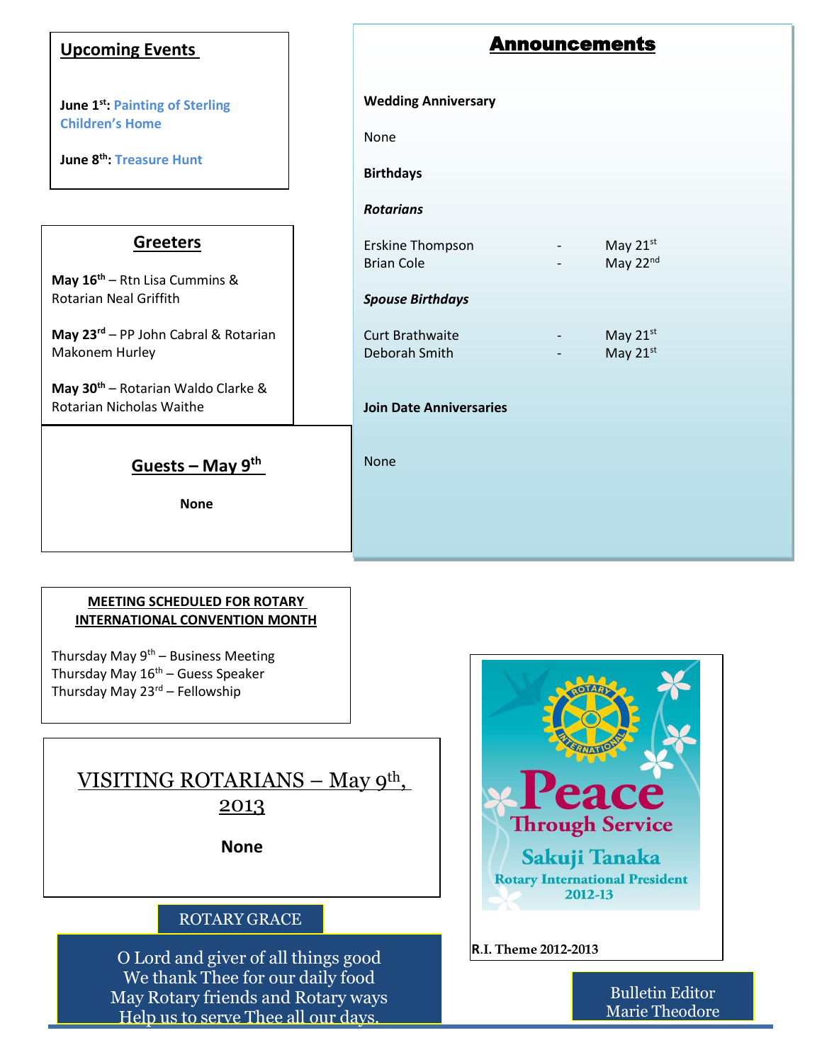## Upcoming Events

**June 1st:** Painting of Sterling Children's Home

**June 8th:** Treasure Hunt

## Greeters

**May 16th** – Rtn Lisa Cummins & Rotarian Neal Griffith

**May 23rd** – PP John Cabral & Rotarian Makonem Hurley

**May 30th** – Rotarian Waldo Clarke & Rotarian Nicholas Waithe

## Guests – May 9th

**None**

## Announcements

**Wedding Anniversary**

None

**Birthdays**

***Rotarians***

| | | |
|---|---|---|
| Erskine Thompson | - | May 21st |
| Brian Cole | - | May 22nd |

***Spouse Birthdays***

| | | |
|---|---|---|
| Curt Brathwaite | - | May 21st |
| Deborah Smith | - | May 21st |

**Join Date Anniversaries**

None

## MEETING SCHEDULED FOR ROTARY INTERNATIONAL CONVENTION MONTH

Thursday May 9th – Business Meeting
Thursday May 16th – Guess Speaker
Thursday May 23rd – Fellowship

## VISITING ROTARIANS – May 9th, 2013

**None**

Peace Through Service
Sakuji Tanaka
Rotary International President 2012-13

**R.I. Theme 2012-2013**

## ROTARY GRACE

O Lord and giver of all things good
We thank Thee for our daily food
May Rotary friends and Rotary ways
Help us to serve Thee all our days.

Bulletin Editor
Marie Theodore